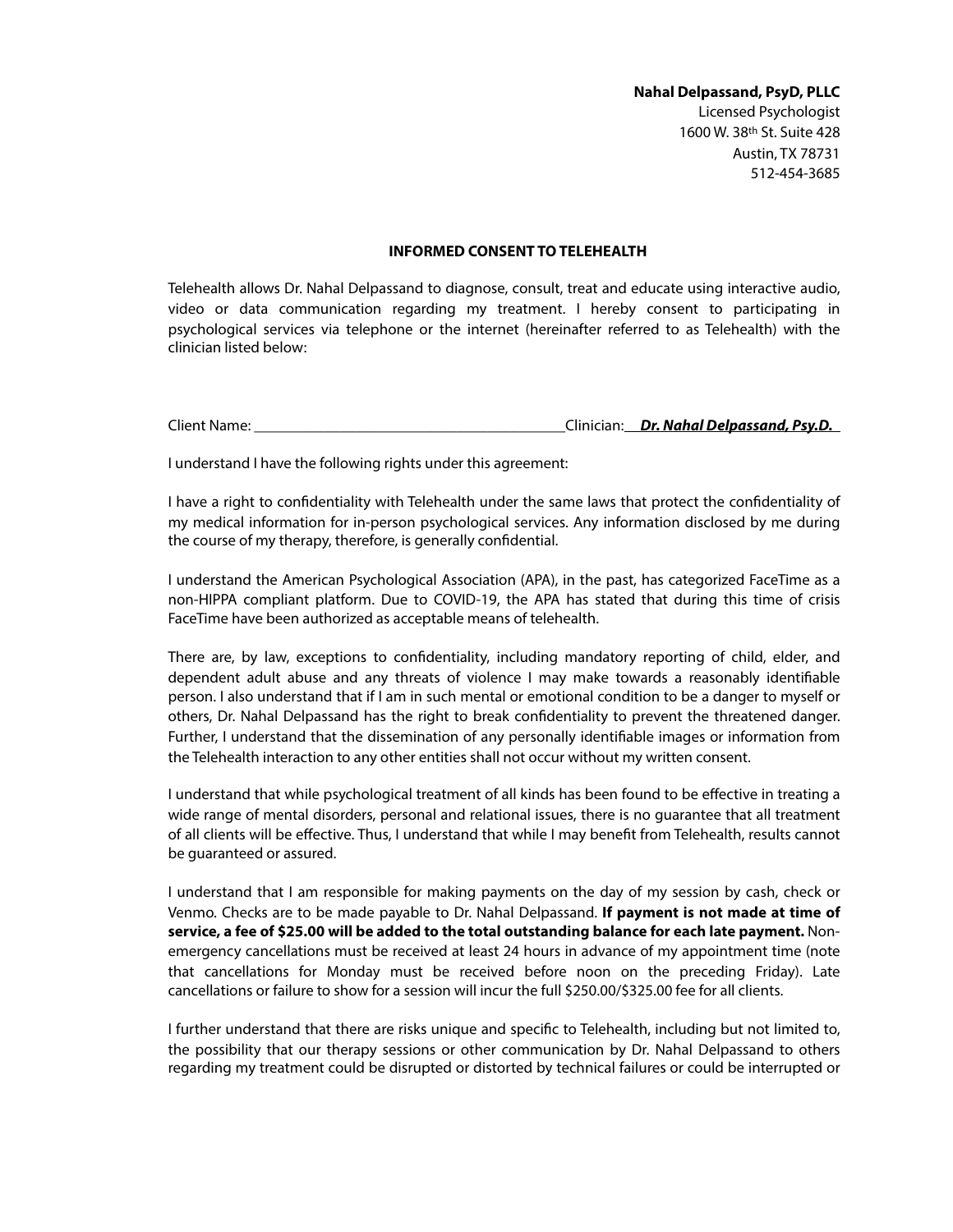**Nahal Delpassand, PsyD, PLLC**
Licensed Psychologist
1600 W. 38th St. Suite 428
Austin, TX 78731
512-454-3685

## INFORMED CONSENT TO TELEHEALTH

Telehealth allows Dr. Nahal Delpassand to diagnose, consult, treat and educate using interactive audio, video or data communication regarding my treatment. I hereby consent to participating in psychological services via telephone or the internet (hereinafter referred to as Telehealth) with the clinician listed below:

Client Name: ________________________________________ Clinician: ***Dr. Nahal Delpassand, Psy.D.***

I understand I have the following rights under this agreement:

I have a right to confidentiality with Telehealth under the same laws that protect the confidentiality of my medical information for in-person psychological services. Any information disclosed by me during the course of my therapy, therefore, is generally confidential.

I understand the American Psychological Association (APA), in the past, has categorized FaceTime as a non-HIPPA compliant platform. Due to COVID-19, the APA has stated that during this time of crisis FaceTime have been authorized as acceptable means of telehealth.

There are, by law, exceptions to confidentiality, including mandatory reporting of child, elder, and dependent adult abuse and any threats of violence I may make towards a reasonably identifiable person. I also understand that if I am in such mental or emotional condition to be a danger to myself or others, Dr. Nahal Delpassand has the right to break confidentiality to prevent the threatened danger. Further, I understand that the dissemination of any personally identifiable images or information from the Telehealth interaction to any other entities shall not occur without my written consent.

I understand that while psychological treatment of all kinds has been found to be effective in treating a wide range of mental disorders, personal and relational issues, there is no guarantee that all treatment of all clients will be effective. Thus, I understand that while I may benefit from Telehealth, results cannot be guaranteed or assured.

I understand that I am responsible for making payments on the day of my session by cash, check or Venmo. Checks are to be made payable to Dr. Nahal Delpassand. **If payment is not made at time of service, a fee of $25.00 will be added to the total outstanding balance for each late payment.** Non-emergency cancellations must be received at least 24 hours in advance of my appointment time (note that cancellations for Monday must be received before noon on the preceding Friday). Late cancellations or failure to show for a session will incur the full $250.00/$325.00 fee for all clients.

I further understand that there are risks unique and specific to Telehealth, including but not limited to, the possibility that our therapy sessions or other communication by Dr. Nahal Delpassand to others regarding my treatment could be disrupted or distorted by technical failures or could be interrupted or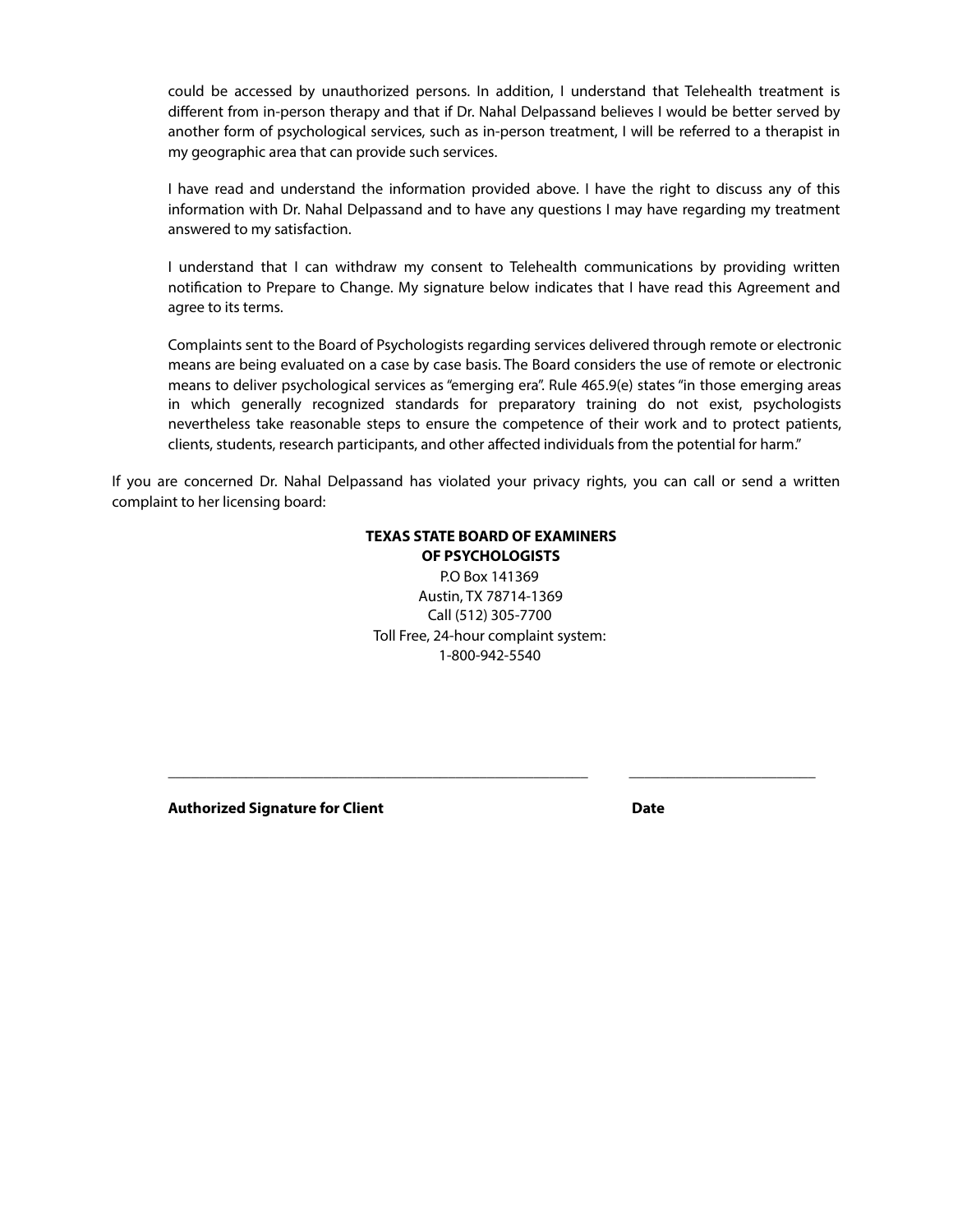could be accessed by unauthorized persons. In addition, I understand that Telehealth treatment is different from in-person therapy and that if Dr. Nahal Delpassand believes I would be better served by another form of psychological services, such as in-person treatment, I will be referred to a therapist in my geographic area that can provide such services.

I have read and understand the information provided above. I have the right to discuss any of this information with Dr. Nahal Delpassand and to have any questions I may have regarding my treatment answered to my satisfaction.

I understand that I can withdraw my consent to Telehealth communications by providing written notification to Prepare to Change. My signature below indicates that I have read this Agreement and agree to its terms.

Complaints sent to the Board of Psychologists regarding services delivered through remote or electronic means are being evaluated on a case by case basis. The Board considers the use of remote or electronic means to deliver psychological services as "emerging era". Rule 465.9(e) states "in those emerging areas in which generally recognized standards for preparatory training do not exist, psychologists nevertheless take reasonable steps to ensure the competence of their work and to protect patients, clients, students, research participants, and other affected individuals from the potential for harm."

If you are concerned Dr. Nahal Delpassand has violated your privacy rights, you can call or send a written complaint to her licensing board:

**TEXAS STATE BOARD OF EXAMINERS OF PSYCHOLOGISTS**
P.O Box 141369
Austin, TX 78714-1369
Call (512) 305-7700
Toll Free, 24-hour complaint system:
1-800-942-5540

_______________________________________________ _______________________

**Authorized Signature for Client** **Date**